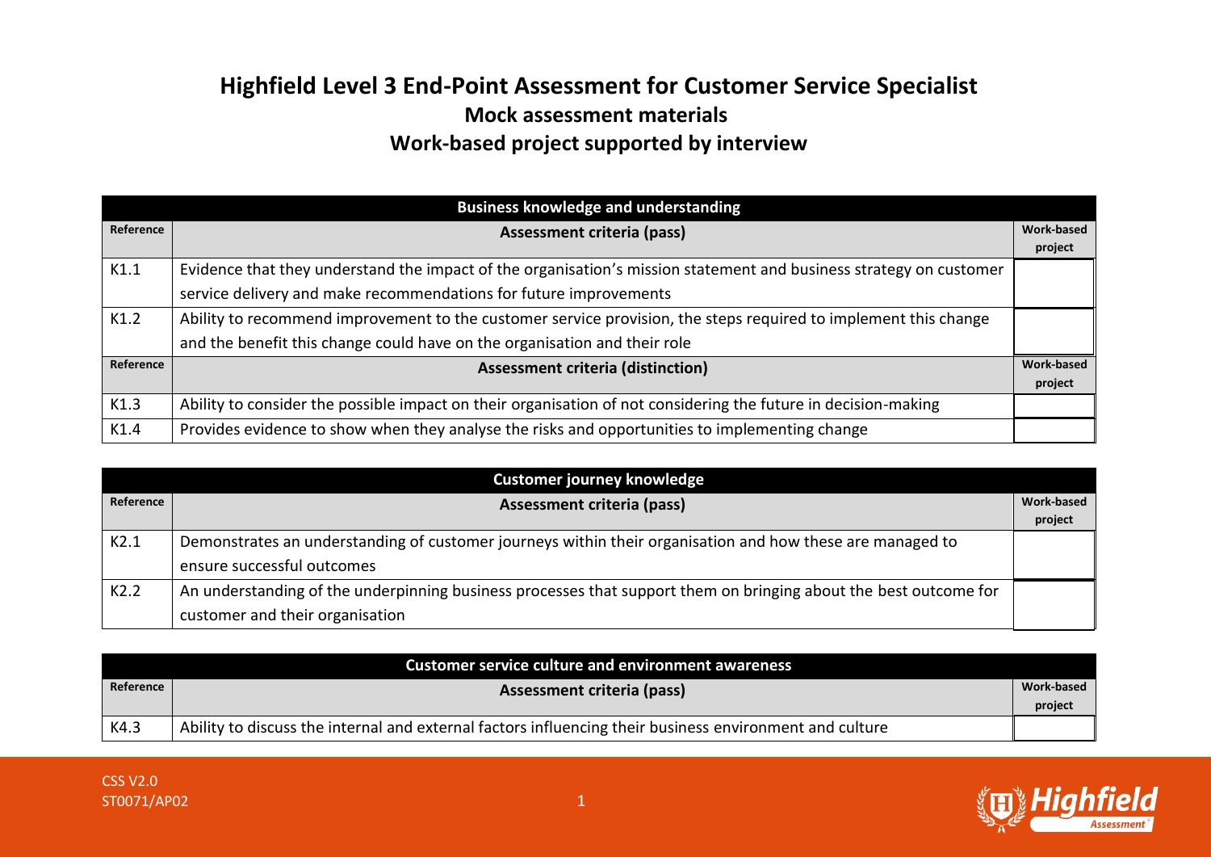# Highfield Level 3 End-Point Assessment for Customer Service Specialist

## Mock assessment materials

## Work-based project supported by interview

| Business knowledge and understanding | | |
|---|---|---|
| **Reference** | **Assessment criteria (pass)** | **Work-based project** |
| K1.1 | Evidence that they understand the impact of the organisation's mission statement and business strategy on customer service delivery and make recommendations for future improvements | |
| K1.2 | Ability to recommend improvement to the customer service provision, the steps required to implement this change and the benefit this change could have on the organisation and their role | |
| **Reference** | **Assessment criteria (distinction)** | **Work-based project** |
| K1.3 | Ability to consider the possible impact on their organisation of not considering the future in decision-making | |
| K1.4 | Provides evidence to show when they analyse the risks and opportunities to implementing change | |

| Customer journey knowledge | | |
|---|---|---|
| **Reference** | **Assessment criteria (pass)** | **Work-based project** |
| K2.1 | Demonstrates an understanding of customer journeys within their organisation and how these are managed to ensure successful outcomes | |
| K2.2 | An understanding of the underpinning business processes that support them on bringing about the best outcome for customer and their organisation | |

| Customer service culture and environment awareness | | |
|---|---|---|
| **Reference** | **Assessment criteria (pass)** | **Work-based project** |
| K4.3 | Ability to discuss the internal and external factors influencing their business environment and culture | |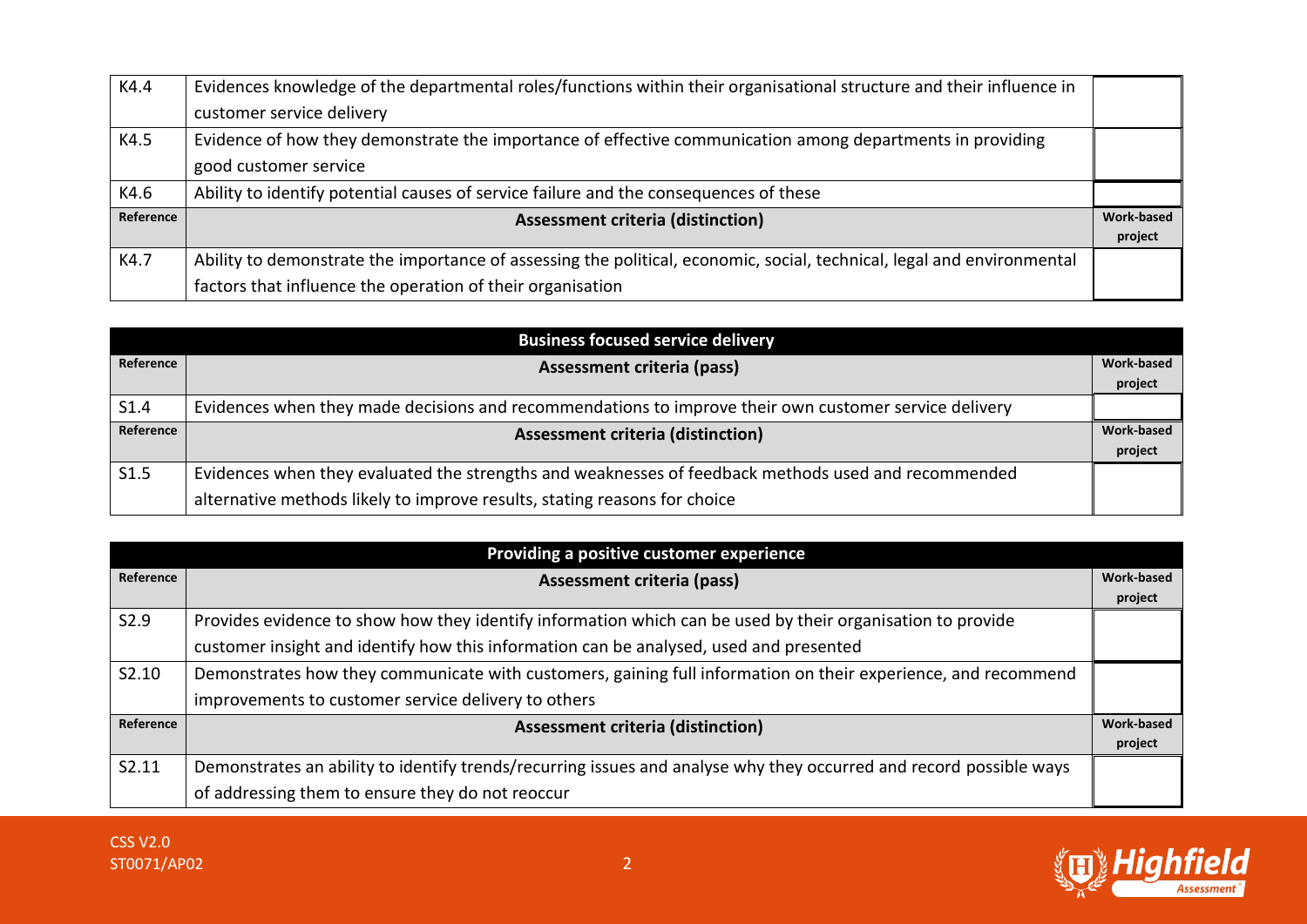| K4.4 | Evidences knowledge of the departmental roles/functions within their organisational structure and their influence in customer service delivery | |
|---|---|---|
| K4.5 | Evidence of how they demonstrate the importance of effective communication among departments in providing good customer service | |
| K4.6 | Ability to identify potential causes of service failure and the consequences of these | |
| **Reference** | **Assessment criteria (distinction)** | **Work-based project** |
| K4.7 | Ability to demonstrate the importance of assessing the political, economic, social, technical, legal and environmental factors that influence the operation of their organisation | |

| **Business focused service delivery** | | |
|---|---|---|
| **Reference** | **Assessment criteria (pass)** | **Work-based project** |
| S1.4 | Evidences when they made decisions and recommendations to improve their own customer service delivery | |
| **Reference** | **Assessment criteria (distinction)** | **Work-based project** |
| S1.5 | Evidences when they evaluated the strengths and weaknesses of feedback methods used and recommended alternative methods likely to improve results, stating reasons for choice | |

| **Providing a positive customer experience** | | |
|---|---|---|
| **Reference** | **Assessment criteria (pass)** | **Work-based project** |
| S2.9 | Provides evidence to show how they identify information which can be used by their organisation to provide customer insight and identify how this information can be analysed, used and presented | |
| S2.10 | Demonstrates how they communicate with customers, gaining full information on their experience, and recommend improvements to customer service delivery to others | |
| **Reference** | **Assessment criteria (distinction)** | **Work-based project** |
| S2.11 | Demonstrates an ability to identify trends/recurring issues and analyse why they occurred and record possible ways of addressing them to ensure they do not reoccur | |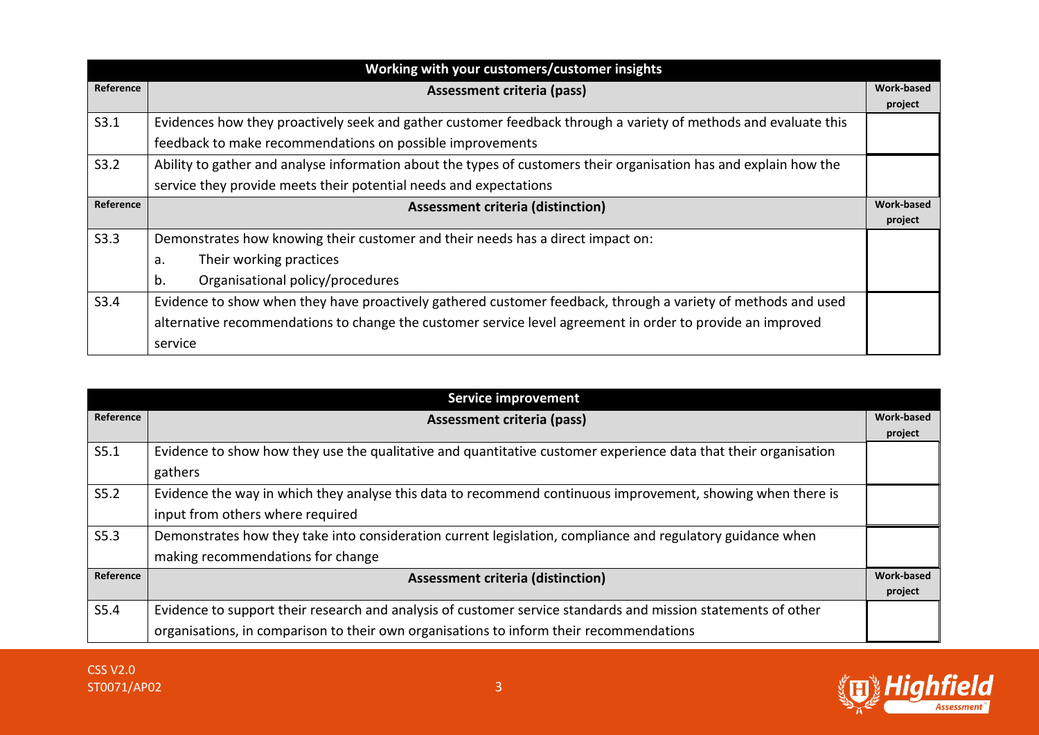| Working with your customers/customer insights | | |
|---|---|---|
| **Reference** | **Assessment criteria (pass)** | **Work-based project** |
| S3.1 | Evidences how they proactively seek and gather customer feedback through a variety of methods and evaluate this feedback to make recommendations on possible improvements | |
| S3.2 | Ability to gather and analyse information about the types of customers their organisation has and explain how the service they provide meets their potential needs and expectations | |
| **Reference** | **Assessment criteria (distinction)** | **Work-based project** |
| S3.3 | Demonstrates how knowing their customer and their needs has a direct impact on:<br>a. Their working practices<br>b. Organisational policy/procedures | |
| S3.4 | Evidence to show when they have proactively gathered customer feedback, through a variety of methods and used alternative recommendations to change the customer service level agreement in order to provide an improved service | |

| Service improvement | | |
|---|---|---|
| **Reference** | **Assessment criteria (pass)** | **Work-based project** |
| S5.1 | Evidence to show how they use the qualitative and quantitative customer experience data that their organisation gathers | |
| S5.2 | Evidence the way in which they analyse this data to recommend continuous improvement, showing when there is input from others where required | |
| S5.3 | Demonstrates how they take into consideration current legislation, compliance and regulatory guidance when making recommendations for change | |
| **Reference** | **Assessment criteria (distinction)** | **Work-based project** |
| S5.4 | Evidence to support their research and analysis of customer service standards and mission statements of other organisations, in comparison to their own organisations to inform their recommendations | |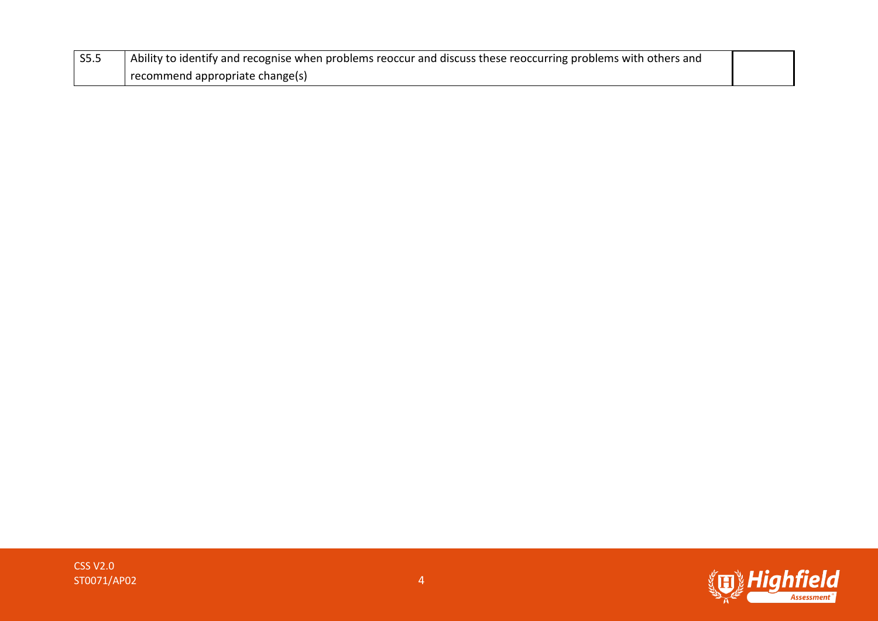| | | |
|---|---|---|
| S5.5 | Ability to identify and recognise when problems reoccur and discuss these reoccurring problems with others and recommend appropriate change(s) | |